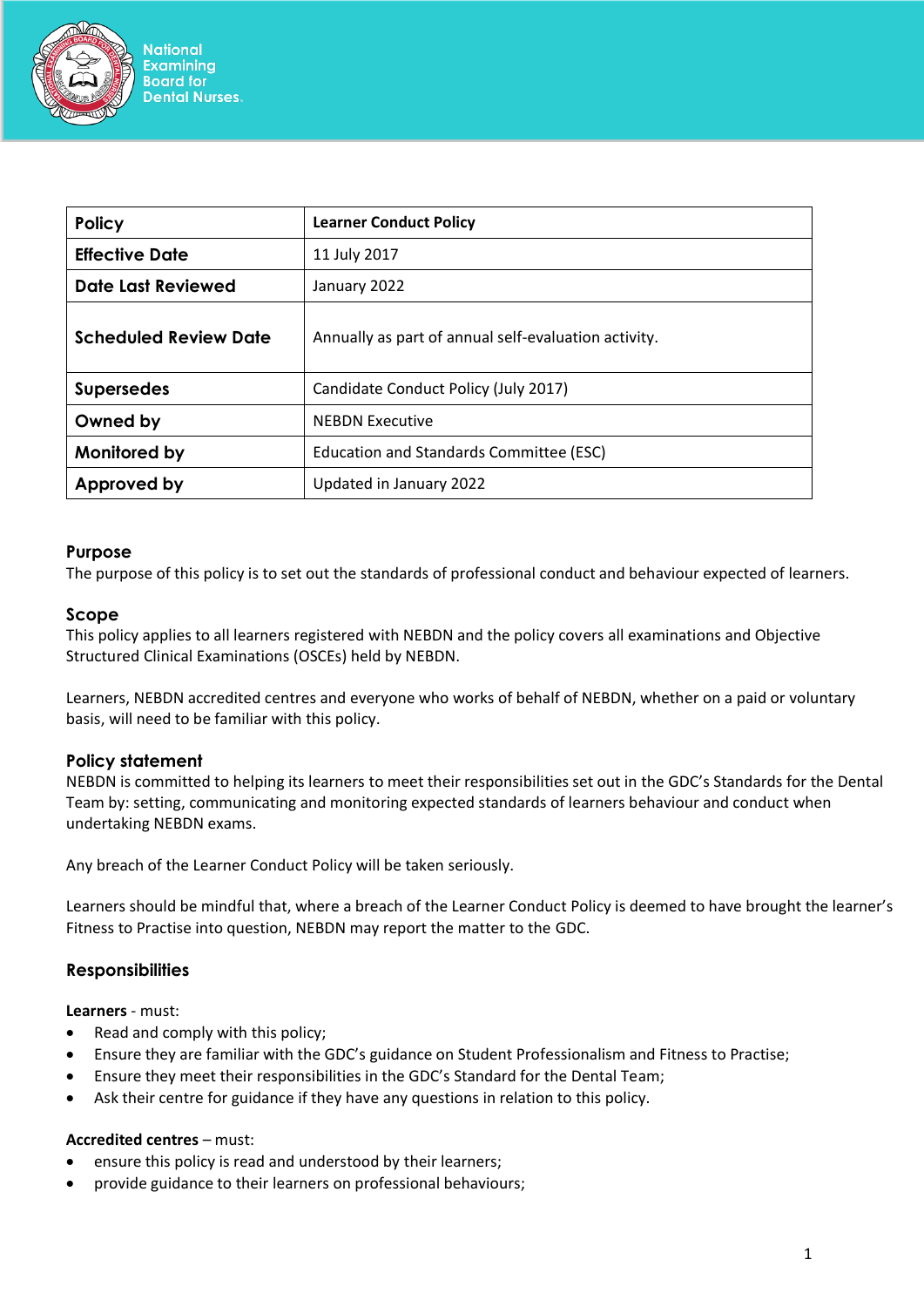National Examining Board for Dental Nurses.

| Policy | Learner Conduct Policy |
|---|---|
| Effective Date | 11 July 2017 |
| Date Last Reviewed | January 2022 |
| Scheduled Review Date | Annually as part of annual self-evaluation activity. |
| Supersedes | Candidate Conduct Policy (July 2017) |
| Owned by | NEBDN Executive |
| Monitored by | Education and Standards Committee (ESC) |
| Approved by | Updated in January 2022 |

## Purpose

The purpose of this policy is to set out the standards of professional conduct and behaviour expected of learners.

## Scope

This policy applies to all learners registered with NEBDN and the policy covers all examinations and Objective Structured Clinical Examinations (OSCEs) held by NEBDN.

Learners, NEBDN accredited centres and everyone who works of behalf of NEBDN, whether on a paid or voluntary basis, will need to be familiar with this policy.

## Policy statement

NEBDN is committed to helping its learners to meet their responsibilities set out in the GDC's Standards for the Dental Team by: setting, communicating and monitoring expected standards of learners behaviour and conduct when undertaking NEBDN exams.

Any breach of the Learner Conduct Policy will be taken seriously.

Learners should be mindful that, where a breach of the Learner Conduct Policy is deemed to have brought the learner's Fitness to Practise into question, NEBDN may report the matter to the GDC.

## Responsibilities

**Learners** - must:

- Read and comply with this policy;
- Ensure they are familiar with the GDC's guidance on Student Professionalism and Fitness to Practise;
- Ensure they meet their responsibilities in the GDC's Standard for the Dental Team;
- Ask their centre for guidance if they have any questions in relation to this policy.

**Accredited centres** – must:

- ensure this policy is read and understood by their learners;
- provide guidance to their learners on professional behaviours;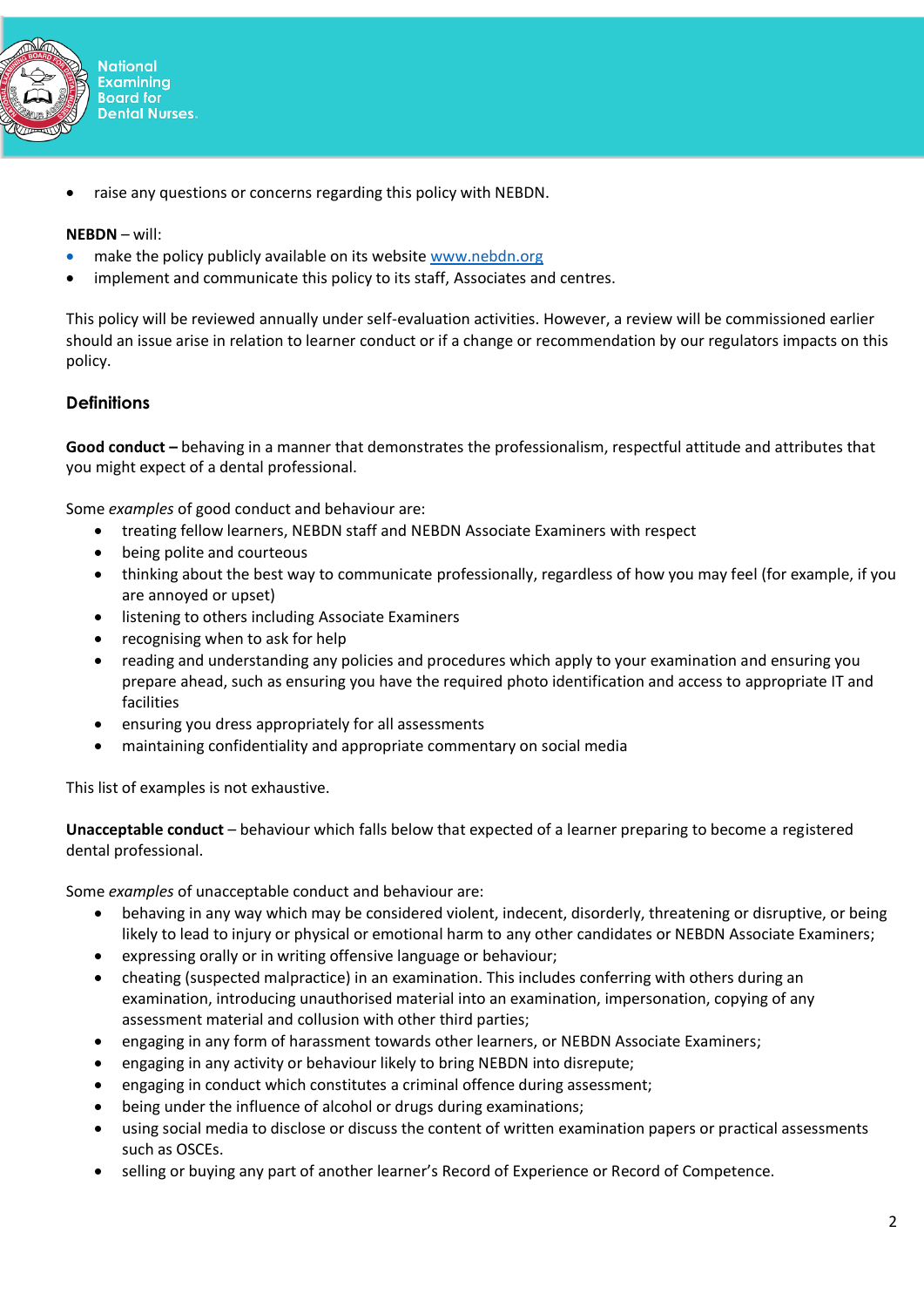- raise any questions or concerns regarding this policy with NEBDN.

**NEBDN** – will:

- make the policy publicly available on its website [www.nebdn.org](www.nebdn.org)
- implement and communicate this policy to its staff, Associates and centres.

This policy will be reviewed annually under self-evaluation activities. However, a review will be commissioned earlier should an issue arise in relation to learner conduct or if a change or recommendation by our regulators impacts on this policy.

## Definitions

**Good conduct –** behaving in a manner that demonstrates the professionalism, respectful attitude and attributes that you might expect of a dental professional.

Some *examples* of good conduct and behaviour are:

- treating fellow learners, NEBDN staff and NEBDN Associate Examiners with respect
- being polite and courteous
- thinking about the best way to communicate professionally, regardless of how you may feel (for example, if you are annoyed or upset)
- listening to others including Associate Examiners
- recognising when to ask for help
- reading and understanding any policies and procedures which apply to your examination and ensuring you prepare ahead, such as ensuring you have the required photo identification and access to appropriate IT and facilities
- ensuring you dress appropriately for all assessments
- maintaining confidentiality and appropriate commentary on social media

This list of examples is not exhaustive.

**Unacceptable conduct** – behaviour which falls below that expected of a learner preparing to become a registered dental professional.

Some *examples* of unacceptable conduct and behaviour are:

- behaving in any way which may be considered violent, indecent, disorderly, threatening or disruptive, or being likely to lead to injury or physical or emotional harm to any other candidates or NEBDN Associate Examiners;
- expressing orally or in writing offensive language or behaviour;
- cheating (suspected malpractice) in an examination. This includes conferring with others during an examination, introducing unauthorised material into an examination, impersonation, copying of any assessment material and collusion with other third parties;
- engaging in any form of harassment towards other learners, or NEBDN Associate Examiners;
- engaging in any activity or behaviour likely to bring NEBDN into disrepute;
- engaging in conduct which constitutes a criminal offence during assessment;
- being under the influence of alcohol or drugs during examinations;
- using social media to disclose or discuss the content of written examination papers or practical assessments such as OSCEs.
- selling or buying any part of another learner's Record of Experience or Record of Competence.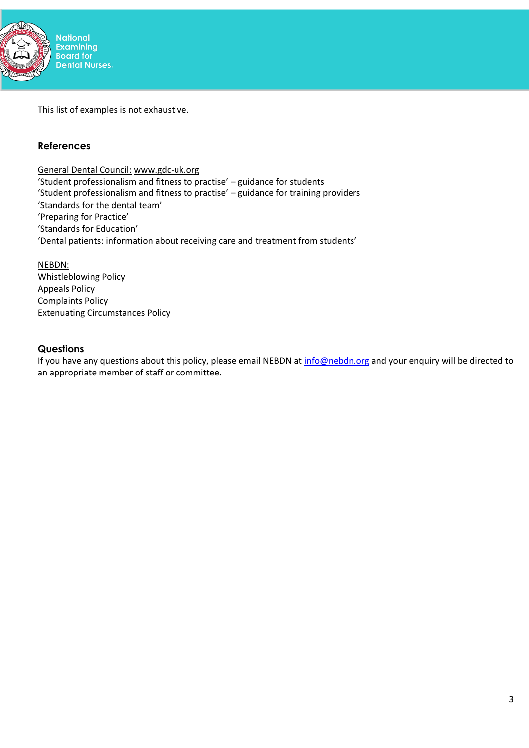This list of examples is not exhaustive.

## References

General Dental Council: www.gdc-uk.org
'Student professionalism and fitness to practise' – guidance for students
'Student professionalism and fitness to practise' – guidance for training providers
'Standards for the dental team'
'Preparing for Practice'
'Standards for Education'
'Dental patients: information about receiving care and treatment from students'

NEBDN:
Whistleblowing Policy
Appeals Policy
Complaints Policy
Extenuating Circumstances Policy

## Questions

If you have any questions about this policy, please email NEBDN at info@nebdn.org and your enquiry will be directed to an appropriate member of staff or committee.